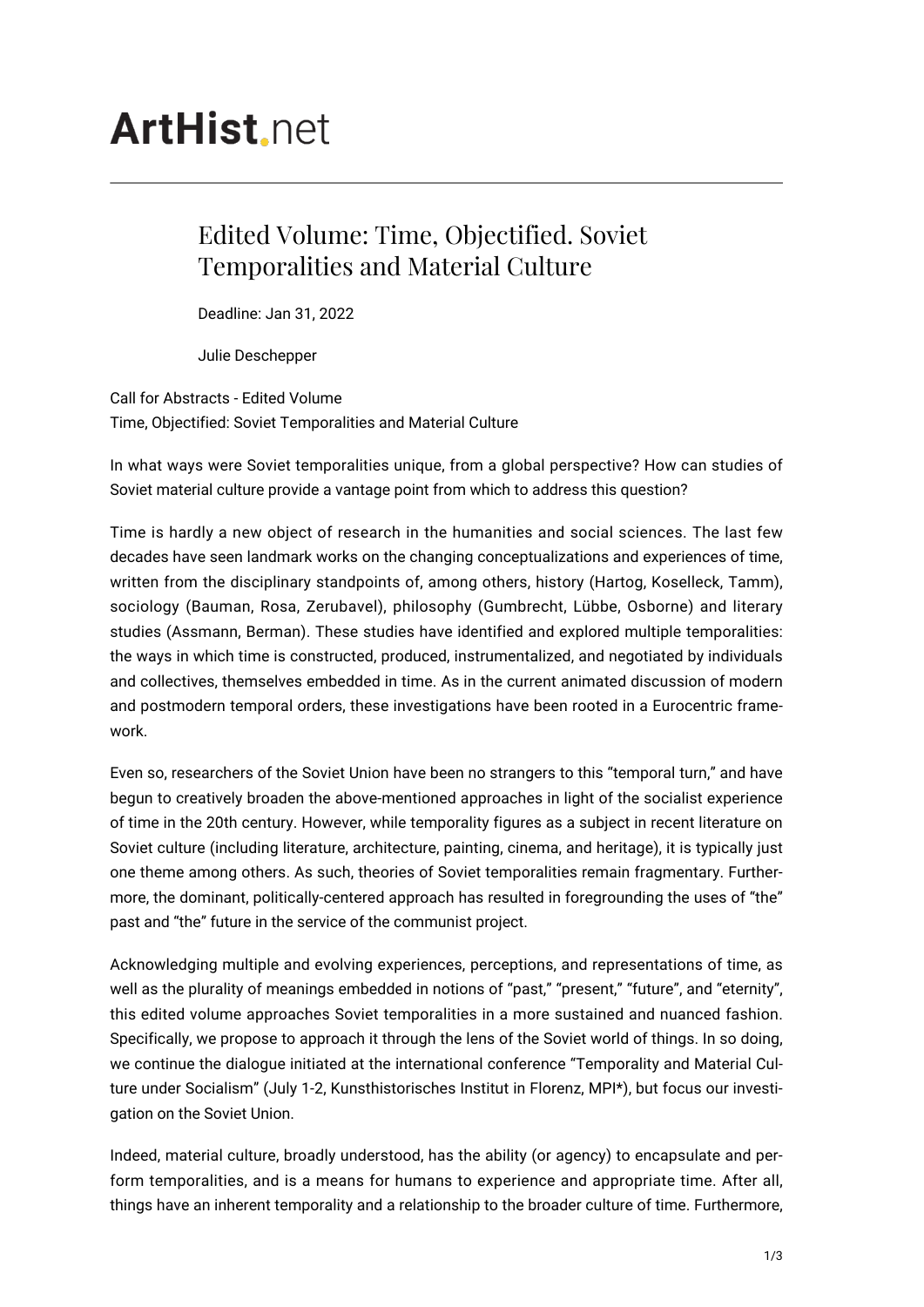# ArtHist.net

## Edited Volume: Time, Objectified. Soviet Temporalities and Material Culture

Deadline: Jan 31, 2022

Julie Deschepper

Call for Abstracts - Edited Volume
Time, Objectified: Soviet Temporalities and Material Culture

In what ways were Soviet temporalities unique, from a global perspective? How can studies of Soviet material culture provide a vantage point from which to address this question?

Time is hardly a new object of research in the humanities and social sciences. The last few decades have seen landmark works on the changing conceptualizations and experiences of time, written from the disciplinary standpoints of, among others, history (Hartog, Koselleck, Tamm), sociology (Bauman, Rosa, Zerubavel), philosophy (Gumbrecht, Lübbe, Osborne) and literary studies (Assmann, Berman). These studies have identified and explored multiple temporalities: the ways in which time is constructed, produced, instrumentalized, and negotiated by individuals and collectives, themselves embedded in time. As in the current animated discussion of modern and postmodern temporal orders, these investigations have been rooted in a Eurocentric framework.

Even so, researchers of the Soviet Union have been no strangers to this "temporal turn," and have begun to creatively broaden the above-mentioned approaches in light of the socialist experience of time in the 20th century. However, while temporality figures as a subject in recent literature on Soviet culture (including literature, architecture, painting, cinema, and heritage), it is typically just one theme among others. As such, theories of Soviet temporalities remain fragmentary. Furthermore, the dominant, politically-centered approach has resulted in foregrounding the uses of "the" past and "the" future in the service of the communist project.

Acknowledging multiple and evolving experiences, perceptions, and representations of time, as well as the plurality of meanings embedded in notions of "past," "present," "future", and "eternity", this edited volume approaches Soviet temporalities in a more sustained and nuanced fashion. Specifically, we propose to approach it through the lens of the Soviet world of things. In so doing, we continue the dialogue initiated at the international conference "Temporality and Material Culture under Socialism" (July 1-2, Kunsthistorisches Institut in Florenz, MPI*), but focus our investigation on the Soviet Union.

Indeed, material culture, broadly understood, has the ability (or agency) to encapsulate and perform temporalities, and is a means for humans to experience and appropriate time. After all, things have an inherent temporality and a relationship to the broader culture of time. Furthermore,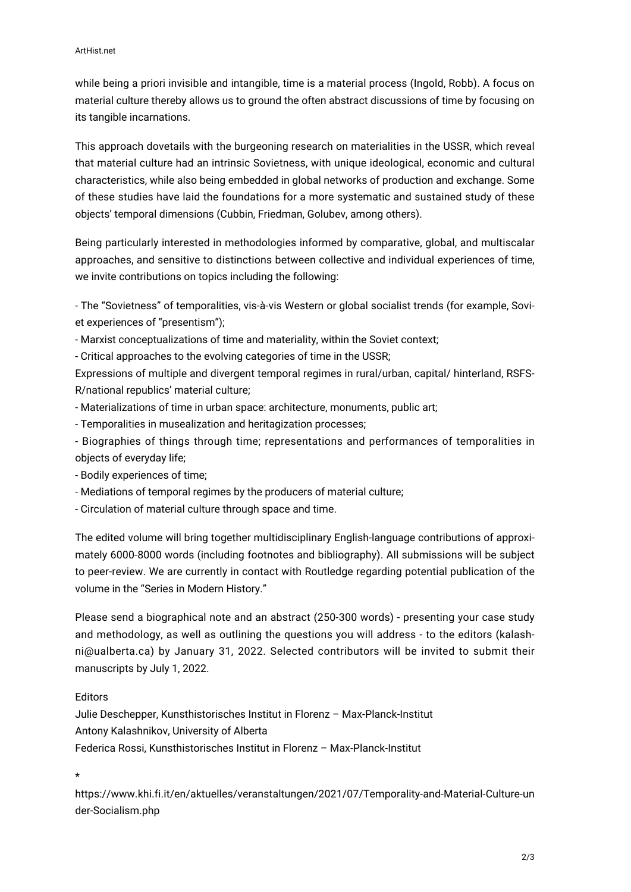while being a priori invisible and intangible, time is a material process (Ingold, Robb). A focus on material culture thereby allows us to ground the often abstract discussions of time by focusing on its tangible incarnations.

This approach dovetails with the burgeoning research on materialities in the USSR, which reveal that material culture had an intrinsic Sovietness, with unique ideological, economic and cultural characteristics, while also being embedded in global networks of production and exchange. Some of these studies have laid the foundations for a more systematic and sustained study of these objects' temporal dimensions (Cubbin, Friedman, Golubev, among others).

Being particularly interested in methodologies informed by comparative, global, and multiscalar approaches, and sensitive to distinctions between collective and individual experiences of time, we invite contributions on topics including the following:

- The "Sovietness" of temporalities, vis-à-vis Western or global socialist trends (for example, Soviet experiences of "presentism");
- Marxist conceptualizations of time and materiality, within the Soviet context;
- Critical approaches to the evolving categories of time in the USSR;
Expressions of multiple and divergent temporal regimes in rural/urban, capital/ hinterland, RSFSR/national republics' material culture;
- Materializations of time in urban space: architecture, monuments, public art;
- Temporalities in musealization and heritagization processes;
- Biographies of things through time; representations and performances of temporalities in objects of everyday life;
- Bodily experiences of time;
- Mediations of temporal regimes by the producers of material culture;
- Circulation of material culture through space and time.

The edited volume will bring together multidisciplinary English-language contributions of approximately 6000-8000 words (including footnotes and bibliography). All submissions will be subject to peer-review. We are currently in contact with Routledge regarding potential publication of the volume in the "Series in Modern History."

Please send a biographical note and an abstract (250-300 words) - presenting your case study and methodology, as well as outlining the questions you will address - to the editors (kalashni@ualberta.ca) by January 31, 2022. Selected contributors will be invited to submit their manuscripts by July 1, 2022.

Editors
Julie Deschepper, Kunsthistorisches Institut in Florenz – Max-Planck-Institut
Antony Kalashnikov, University of Alberta
Federica Rossi, Kunsthistorisches Institut in Florenz – Max-Planck-Institut

*

https://www.khi.fi.it/en/aktuelles/veranstaltungen/2021/07/Temporality-and-Material-Culture-under-Socialism.php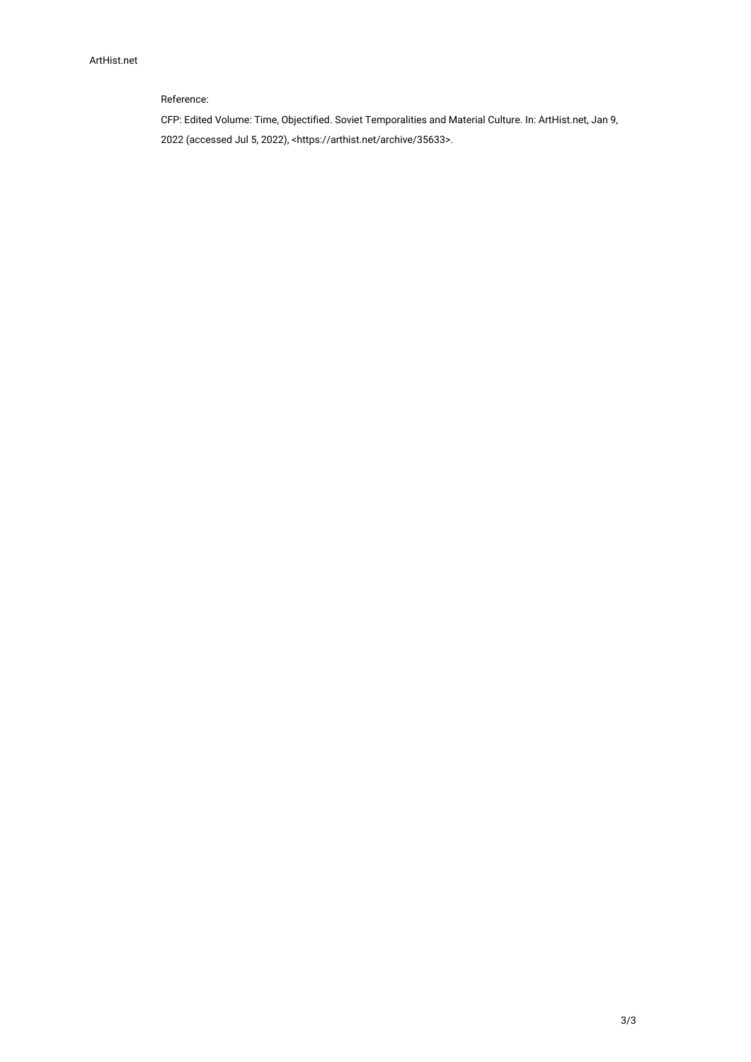Reference:

CFP: Edited Volume: Time, Objectified. Soviet Temporalities and Material Culture. In: ArtHist.net, Jan 9, 2022 (accessed Jul 5, 2022), <https://arthist.net/archive/35633>.